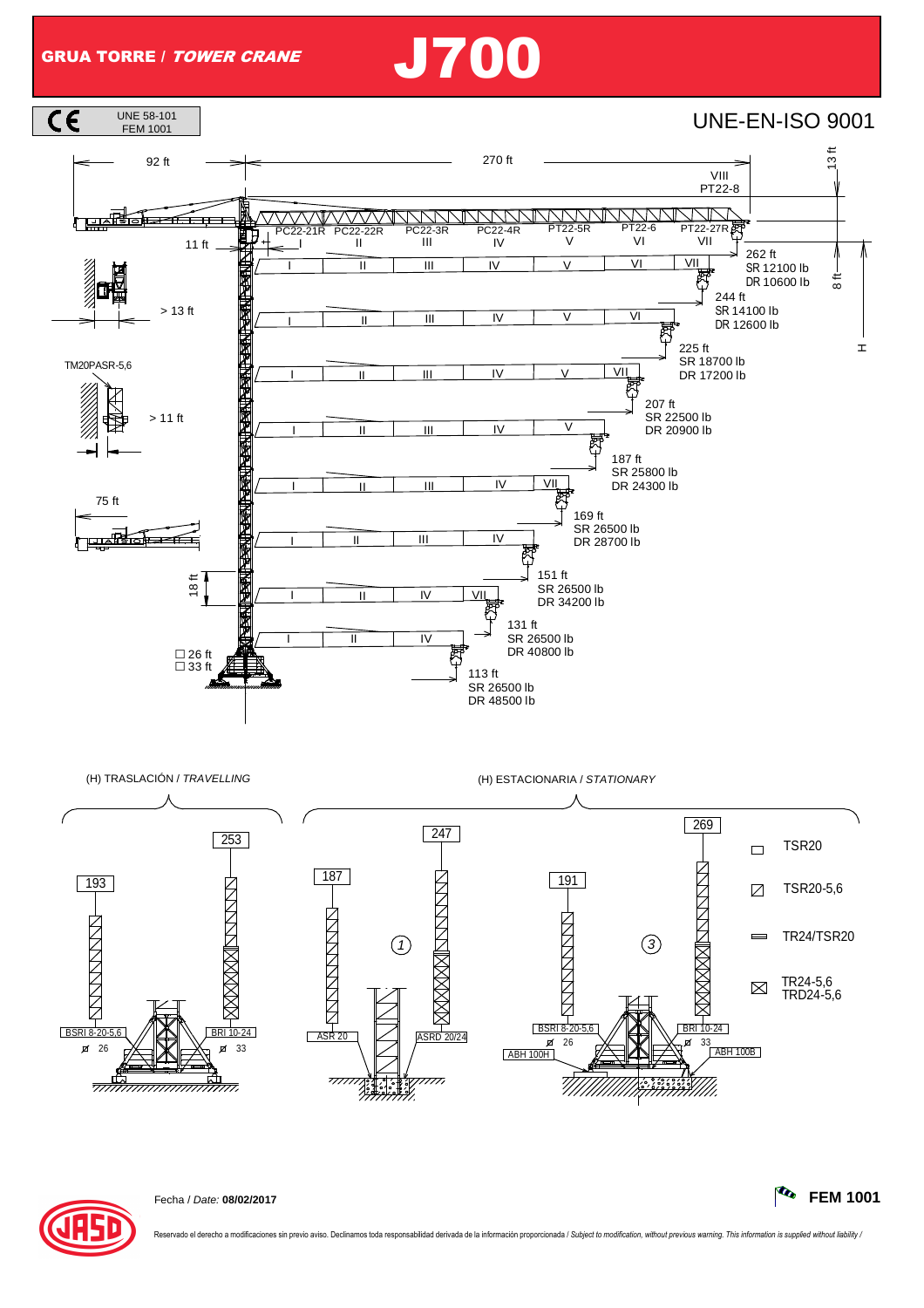# GRUA TORRE / *TOWER CRANE* J700

UNE 58-101
FEM 1001

UNE-EN-ISO 9001

92 ft — 270 ft — 13 ft

VIII PT22-8

PC22-21R I | PC22-22R II | PC22-3R III | PC22-4R IV | PT22-5R V | PT22-6 VI | PT22-27R VII

11 ft

> 13 ft

TM20PASR-5,6

> 11 ft

75 ft

18 ft

☐ 26 ft
☐ 33 ft

8 ft

H

| Jib length | SR | DR |
|---|---|---|
| 262 ft | 12100 lb | 10600 lb |
| 244 ft | 14100 lb | 12600 lb |
| 225 ft | 18700 lb | 17200 lb |
| 207 ft | 22500 lb | 20900 lb |
| 187 ft | 25800 lb | 24300 lb |
| 169 ft | 26500 lb | 28700 lb |
| 151 ft | 26500 lb | 34200 lb |
| 131 ft | 26500 lb | 40800 lb |
| 113 ft | 26500 lb | 48500 lb |

(H) TRASLACIÓN / *TRAVELLING*

193 — BSRI 8-20-5,6 — ☐ 26
253 — BRI 10-24 — ☐ 33

(H) ESTACIONARIA / *STATIONARY*

① 187 — ASR 20
① 247 — ASRD 20/24

③ 191 — BSRI 8-20-5,6 — ☐ 26 — ABH 100H
③ 269 — BRI 10-24 — ☐ 33 — ABH 100B

- TSR20
- TSR20-5,6
- TR24/TSR20
- TR24-5,6 / TRD24-5,6

Fecha / *Date:* **08/02/2017**

**FEM 1001**

Reservado el derecho a modificaciones sin previo aviso. Declinamos toda responsabilidad derivada de la información proporcionada / *Subject to modification, without previous warning. This information is supplied without liability /*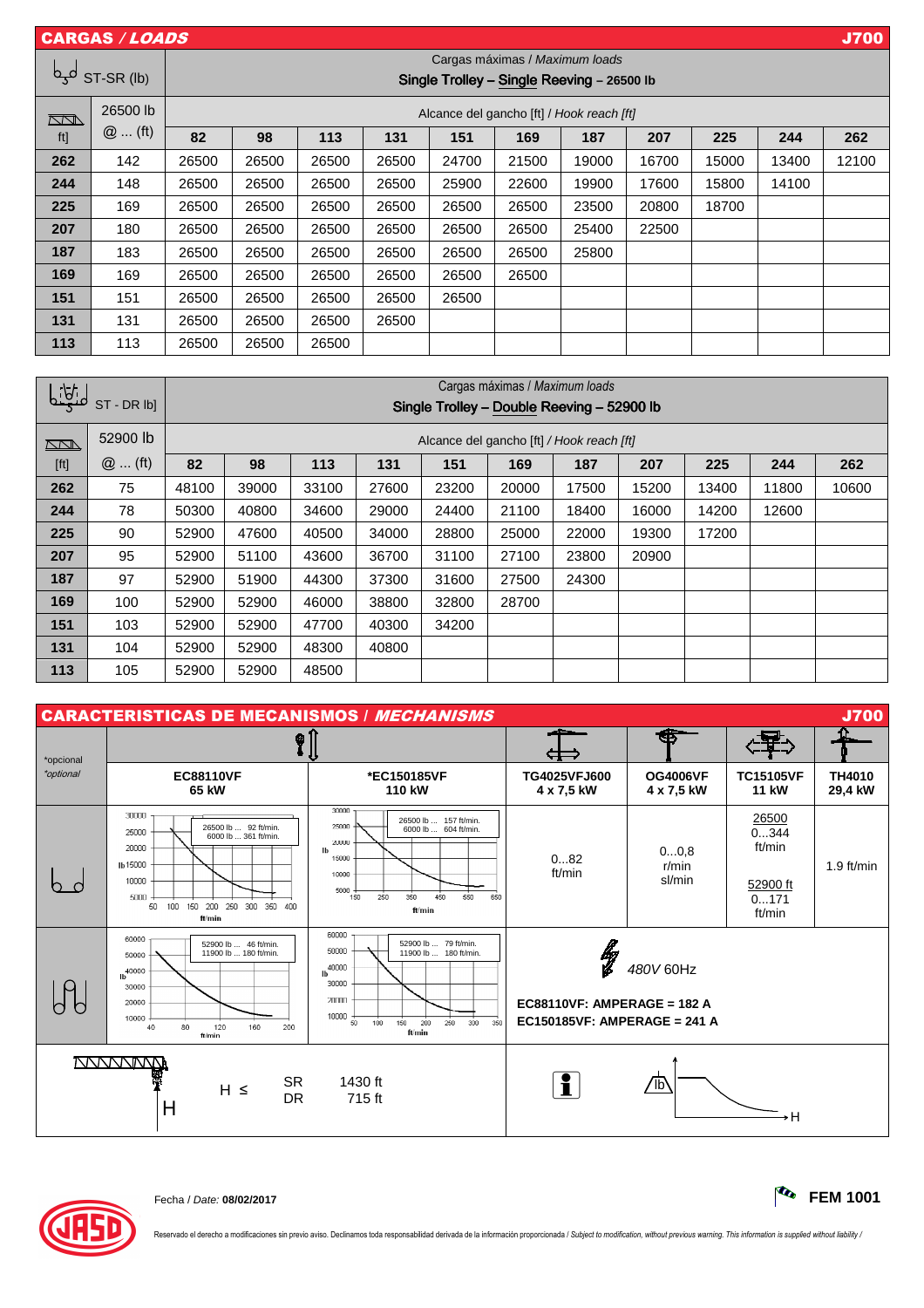## CARGAS / *LOADS* — J700

| ST-SR (lb) | | Cargas máximas / *Maximum loads* — Single Trolley – Single Reeving – 26500 lb | | | | | | | | | | |
|---|---|---|---|---|---|---|---|---|---|---|---|---|
| ft] | 26500 lb @ ... (ft) | Alcance del gancho [ft] / *Hook reach [ft]* | | | | | | | | | | |
| | | **82** | **98** | **113** | **131** | **151** | **169** | **187** | **207** | **225** | **244** | **262** |
| **262** | 142 | 26500 | 26500 | 26500 | 26500 | 24700 | 21500 | 19000 | 16700 | 15000 | 13400 | 12100 |
| **244** | 148 | 26500 | 26500 | 26500 | 26500 | 25900 | 22600 | 19900 | 17600 | 15800 | 14100 | |
| **225** | 169 | 26500 | 26500 | 26500 | 26500 | 26500 | 26500 | 23500 | 20800 | 18700 | | |
| **207** | 180 | 26500 | 26500 | 26500 | 26500 | 26500 | 26500 | 25400 | 22500 | | | |
| **187** | 183 | 26500 | 26500 | 26500 | 26500 | 26500 | 26500 | 25800 | | | | |
| **169** | 169 | 26500 | 26500 | 26500 | 26500 | 26500 | 26500 | | | | | |
| **151** | 151 | 26500 | 26500 | 26500 | 26500 | 26500 | | | | | | |
| **131** | 131 | 26500 | 26500 | 26500 | 26500 | | | | | | | |
| **113** | 113 | 26500 | 26500 | 26500 | | | | | | | | |

| ST - DR lb] | | Cargas máximas / *Maximum loads* — Single Trolley – Double Reeving – 52900 lb | | | | | | | | | | |
|---|---|---|---|---|---|---|---|---|---|---|---|---|
| [ft] | 52900 lb @ ... (ft) | Alcance del gancho [ft] / *Hook reach [ft]* | | | | | | | | | | |
| | | **82** | **98** | **113** | **131** | **151** | **169** | **187** | **207** | **225** | **244** | **262** |
| **262** | 75 | 48100 | 39000 | 33100 | 27600 | 23200 | 20000 | 17500 | 15200 | 13400 | 11800 | 10600 |
| **244** | 78 | 50300 | 40800 | 34600 | 29000 | 24400 | 21100 | 18400 | 16000 | 14200 | 12600 | |
| **225** | 90 | 52900 | 47600 | 40500 | 34000 | 28800 | 25000 | 22000 | 19300 | 17200 | | |
| **207** | 95 | 52900 | 51100 | 43600 | 36700 | 31100 | 27100 | 23800 | 20900 | | | |
| **187** | 97 | 52900 | 51900 | 44300 | 37300 | 31600 | 27500 | 24300 | | | | |
| **169** | 100 | 52900 | 52900 | 46000 | 38800 | 32800 | 28700 | | | | | |
| **151** | 103 | 52900 | 52900 | 47700 | 40300 | 34200 | | | | | | |
| **131** | 104 | 52900 | 52900 | 48300 | 40800 | | | | | | | |
| **113** | 105 | 52900 | 52900 | 48500 | | | | | | | | |

## CARACTERISTICAS DE MECANISMOS / *MECHANISMS* — J700

*opcional / *optional*

| | EC88110VF 65 kW | *EC150185VF 110 kW | TG4025VFJ600 4 x 7,5 kW | OG4006VF 4 x 7,5 kW | TC15105VF 11 kW | TH4010 29,4 kW |
|---|---|---|---|---|---|---|
| SR | 26500 lb ... 92 ft/min. 6000 lb ... 361 ft/min. | 26500 lb ... 157 ft/min. 6000 lb ... 604 ft/min. | 0...82 ft/min | 0...0,8 r/min sl/min | 26500 0...344 ft/min; 52900 ft 0...171 ft/min | 1.9 ft/min |
| DR | 52900 lb ... 46 ft/min. 11900 lb ... 180 ft/min. | 52900 lb ... 79 ft/min. 11900 lb ... 180 ft/min. | 480V 60Hz — EC88110VF: AMPERAGE = 182 A; EC150185VF: AMPERAGE = 241 A | | | |

H ≤ SR 1430 ft, DR 715 ft

Fecha / *Date:* **08/02/2017**

**FEM 1001**

Reservado el derecho a modificaciones sin previo aviso. Declinamos toda responsabilidad derivada de la información proporcionada / *Subject to modification, without previous warning. This information is supplied without liability* /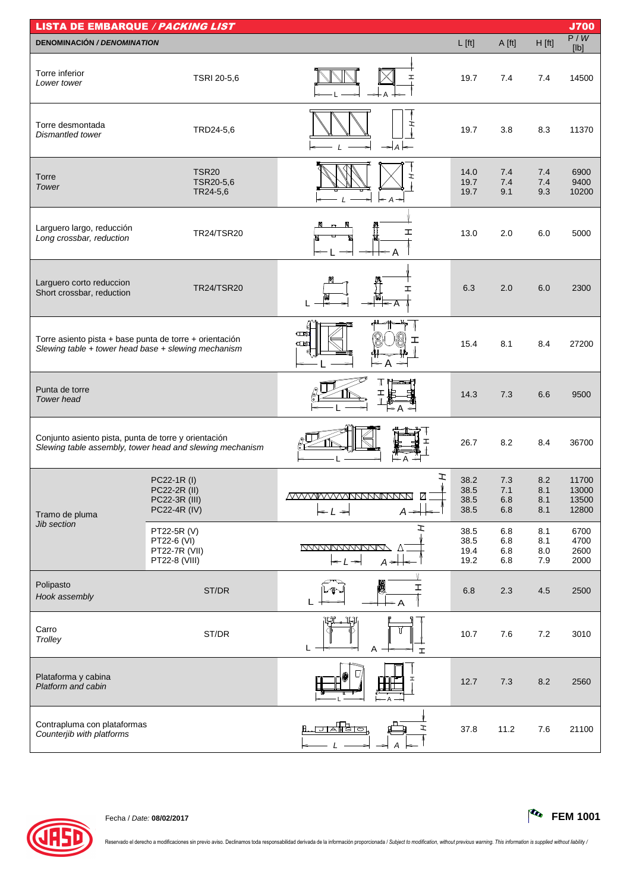## LISTA DE EMBARQUE / *PACKING LIST* — J700

| DENOMINACIÓN / *DENOMINATION* | | L [ft] | A [ft] | H [ft] | P / *W* [lb] |
|---|---|---|---|---|---|
| Torre inferior *Lower tower* | TSRI 20-5,6 | 19.7 | 7.4 | 7.4 | 14500 |
| Torre desmontada *Dismantled tower* | TRD24-5,6 | 19.7 | 3.8 | 8.3 | 11370 |
| Torre *Tower* | TSR20 | 14.0 | 7.4 | 7.4 | 6900 |
| | TSR20-5,6 | 19.7 | 7.4 | 7.4 | 9400 |
| | TR24-5,6 | 19.7 | 9.1 | 9.3 | 10200 |
| Larguero largo, reducción *Long crossbar, reduction* | TR24/TSR20 | 13.0 | 2.0 | 6.0 | 5000 |
| Larguero corto reduccion Short crossbar, reduction | TR24/TSR20 | 6.3 | 2.0 | 6.0 | 2300 |
| Torre asiento pista + base punta de torre + orientación *Slewing table + tower head base + slewing mechanism* | | 15.4 | 8.1 | 8.4 | 27200 |
| Punta de torre *Tower head* | | 14.3 | 7.3 | 6.6 | 9500 |
| Conjunto asiento pista, punta de torre y orientación *Slewing table assembly, tower head and slewing mechanism* | | 26.7 | 8.2 | 8.4 | 36700 |
| Tramo de pluma *Jib section* | PC22-1R (I) | 38.2 | 7.3 | 8.2 | 11700 |
| | PC22-2R (II) | 38.5 | 7.1 | 8.1 | 13000 |
| | PC22-3R (III) | 38.5 | 6.8 | 8.1 | 13500 |
| | PC22-4R (IV) | 38.5 | 6.8 | 8.1 | 12800 |
| | PT22-5R (V) | 38.5 | 6.8 | 8.1 | 6700 |
| | PT22-6 (VI) | 38.5 | 6.8 | 8.1 | 4700 |
| | PT22-7R (VII) | 19.4 | 6.8 | 8.0 | 2600 |
| | PT22-8 (VIII) | 19.2 | 6.8 | 7.9 | 2000 |
| Polipasto *Hook assembly* | ST/DR | 6.8 | 2.3 | 4.5 | 2500 |
| Carro *Trolley* | ST/DR | 10.7 | 7.6 | 7.2 | 3010 |
| Plataforma y cabina *Platform and cabin* | | 12.7 | 7.3 | 8.2 | 2560 |
| Contrapluma con plataformas *Counterjib with platforms* | | 37.8 | 11.2 | 7.6 | 21100 |

Fecha / *Date:* **08/02/2017**

**FEM 1001**

Reservado el derecho a modificaciones sin previo aviso. Declinamos toda responsabilidad derivada de la información proporcionada / *Subject to modification, without previous warning. This information is supplied without liability /*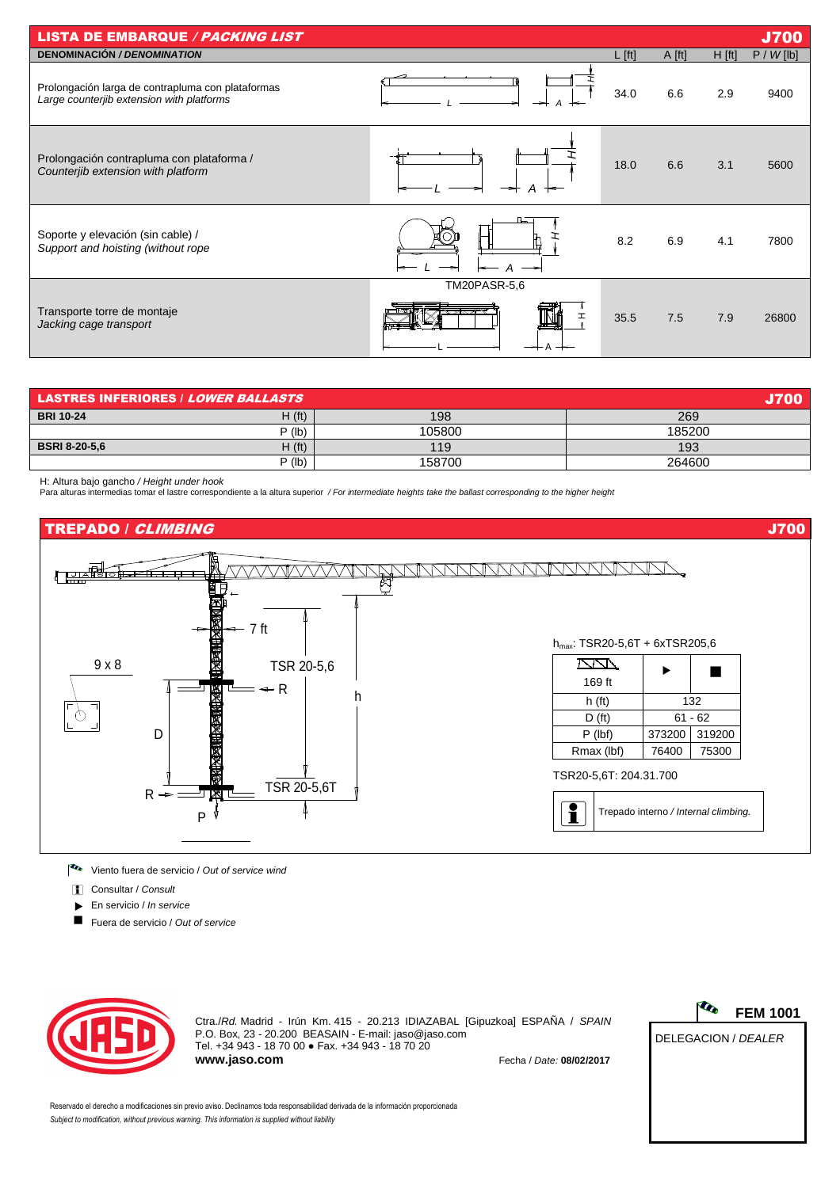## LISTA DE EMBARQUE / *PACKING LIST* — J700

| DENOMINACIÓN / *DENOMINATION* | L [ft] | A [ft] | H [ft] | P / *W* [lb] |
|---|---|---|---|---|
| Prolongación larga de contrapluma con plataformas / *Large counterjib extension with platforms* | 34.0 | 6.6 | 2.9 | 9400 |
| Prolongación contrapluma con plataforma / *Counterjib extension with platform* | 18.0 | 6.6 | 3.1 | 5600 |
| Soporte y elevación (sin cable) / *Support and hoisting (without rope* | 8.2 | 6.9 | 4.1 | 7800 |
| Transporte torre de montaje / *Jacking cage transport* (TM20PASR-5,6) | 35.5 | 7.5 | 7.9 | 26800 |

## LASTRES INFERIORES / *LOWER BALLASTS* — J700

| | | | |
|---|---|---|---|
| **BRI 10-24** | H (ft) | 198 | 269 |
| | P (lb) | 105800 | 185200 |
| **BSRI 8-20-5,6** | H (ft) | 119 | 193 |
| | P (lb) | 158700 | 264600 |

H: Altura bajo gancho / *Height under hook*

Para alturas intermedias tomar el lastre correspondiente a la altura superior / *For intermediate heights take the ballast corresponding to the higher height*

## TREPADO / *CLIMBING* — J700

7 ft

9 x 8

TSR 20-5,6

R

h

D

R

TSR 20-5,6T

P

$h_{max}$: TSR20-5,6T + 6xTSR205,6

| 169 ft | ▶ | ■ |
|---|---|---|
| h (ft) | 132 | |
| D (ft) | 61 - 62 | |
| P (lbf) | 373200 | 319200 |
| Rmax (lbf) | 76400 | 75300 |

TSR20-5,6T: 204.31.700

Trepado interno / *Internal climbing.*

- Viento fuera de servicio / *Out of service wind*
- Consultar / *Consult*
- ▶ En servicio / *In service*
- ■ Fuera de servicio / *Out of service*

Ctra./*Rd.* Madrid - Irún Km. 415 - 20.213 IDIAZABAL [Gipuzkoa] ESPAÑA / *SPAIN*
P.O. Box, 23 - 20.200 BEASAIN - E-mail: jaso@jaso.com
Tel. +34 943 - 18 70 00 ● Fax. +34 943 - 18 70 20
**www.jaso.com**

Fecha / *Date:* **08/02/2017**

**FEM 1001**

DELEGACION / *DEALER*

Reservado el derecho a modificaciones sin previo aviso. Declinamos toda responsabilidad derivada de la información proporcionada
*Subject to modification, without previous warning. This information is supplied without liability*